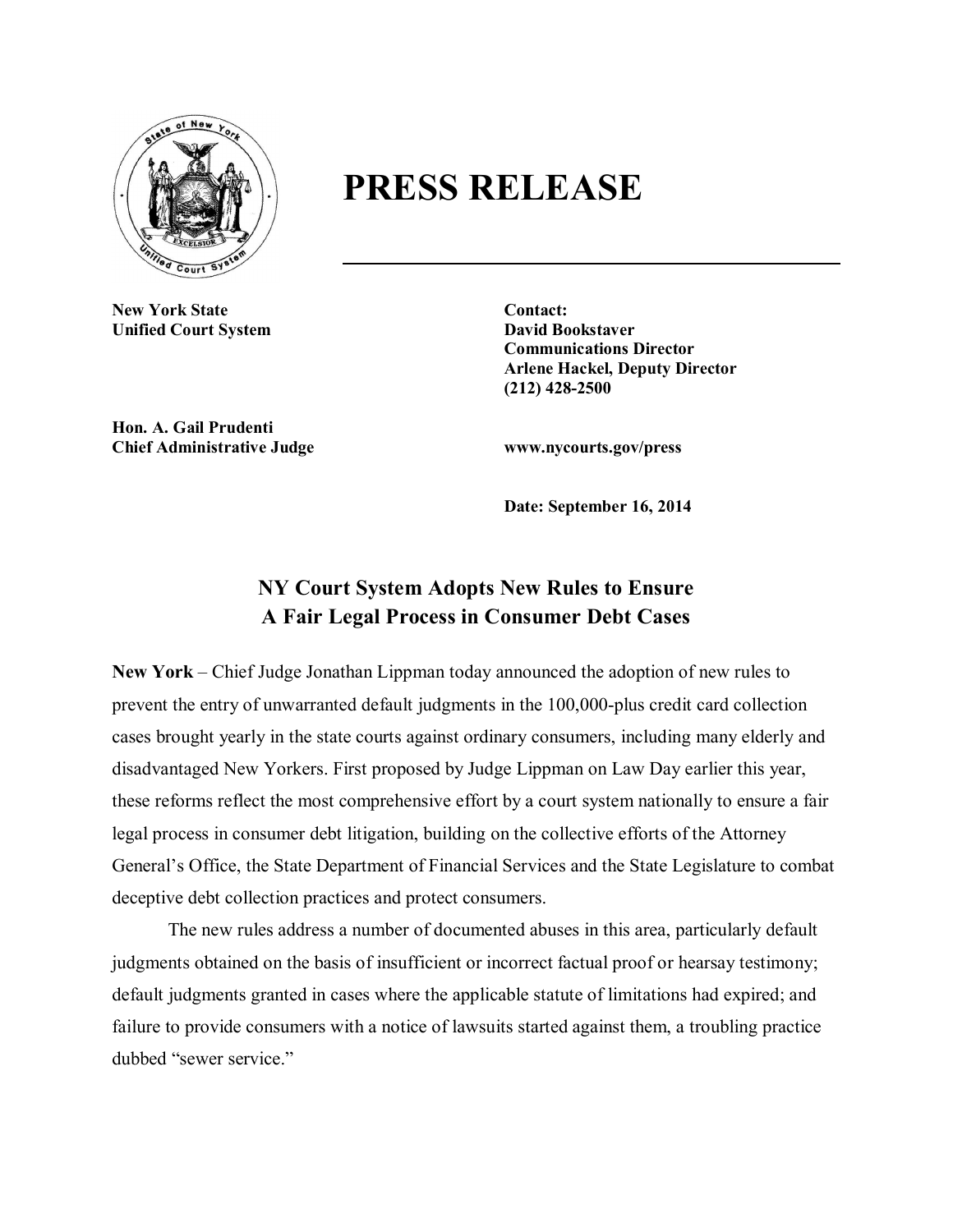# PRESS RELEASE

**New York State**
**Unified Court System**

**Hon. A. Gail Prudenti**
**Chief Administrative Judge**

**Contact:**
**David Bookstaver**
**Communications Director**
**Arlene Hackel, Deputy Director**
**(212) 428-2500**

**www.nycourts.gov/press**

**Date: September 16, 2014**

## NY Court System Adopts New Rules to Ensure A Fair Legal Process in Consumer Debt Cases

**New York** – Chief Judge Jonathan Lippman today announced the adoption of new rules to prevent the entry of unwarranted default judgments in the 100,000-plus credit card collection cases brought yearly in the state courts against ordinary consumers, including many elderly and disadvantaged New Yorkers. First proposed by Judge Lippman on Law Day earlier this year, these reforms reflect the most comprehensive effort by a court system nationally to ensure a fair legal process in consumer debt litigation, building on the collective efforts of the Attorney General's Office, the State Department of Financial Services and the State Legislature to combat deceptive debt collection practices and protect consumers.

The new rules address a number of documented abuses in this area, particularly default judgments obtained on the basis of insufficient or incorrect factual proof or hearsay testimony; default judgments granted in cases where the applicable statute of limitations had expired; and failure to provide consumers with a notice of lawsuits started against them, a troubling practice dubbed "sewer service."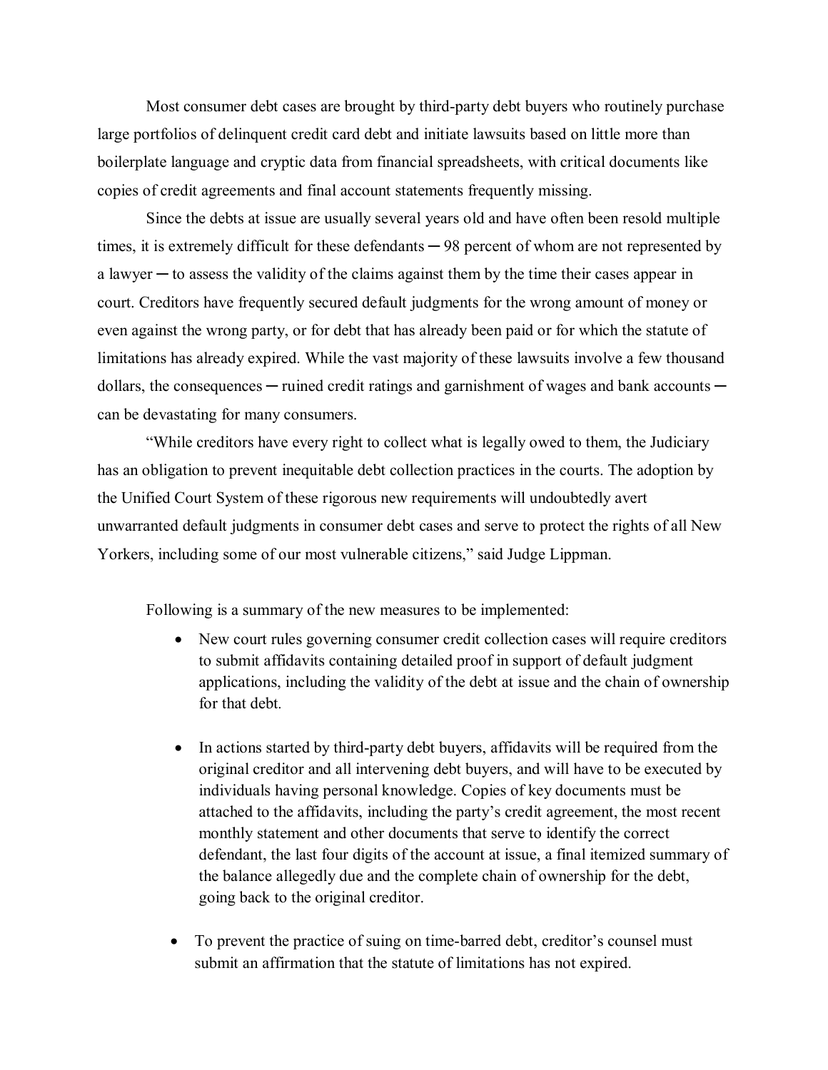Most consumer debt cases are brought by third-party debt buyers who routinely purchase large portfolios of delinquent credit card debt and initiate lawsuits based on little more than boilerplate language and cryptic data from financial spreadsheets, with critical documents like copies of credit agreements and final account statements frequently missing.

Since the debts at issue are usually several years old and have often been resold multiple times, it is extremely difficult for these defendants ─ 98 percent of whom are not represented by a lawyer ─ to assess the validity of the claims against them by the time their cases appear in court. Creditors have frequently secured default judgments for the wrong amount of money or even against the wrong party, or for debt that has already been paid or for which the statute of limitations has already expired. While the vast majority of these lawsuits involve a few thousand dollars, the consequences ─ ruined credit ratings and garnishment of wages and bank accounts ─ can be devastating for many consumers.

"While creditors have every right to collect what is legally owed to them, the Judiciary has an obligation to prevent inequitable debt collection practices in the courts. The adoption by the Unified Court System of these rigorous new requirements will undoubtedly avert unwarranted default judgments in consumer debt cases and serve to protect the rights of all New Yorkers, including some of our most vulnerable citizens," said Judge Lippman.

Following is a summary of the new measures to be implemented:

- New court rules governing consumer credit collection cases will require creditors to submit affidavits containing detailed proof in support of default judgment applications, including the validity of the debt at issue and the chain of ownership for that debt.

- In actions started by third-party debt buyers, affidavits will be required from the original creditor and all intervening debt buyers, and will have to be executed by individuals having personal knowledge. Copies of key documents must be attached to the affidavits, including the party's credit agreement, the most recent monthly statement and other documents that serve to identify the correct defendant, the last four digits of the account at issue, a final itemized summary of the balance allegedly due and the complete chain of ownership for the debt, going back to the original creditor.

- To prevent the practice of suing on time-barred debt, creditor's counsel must submit an affirmation that the statute of limitations has not expired.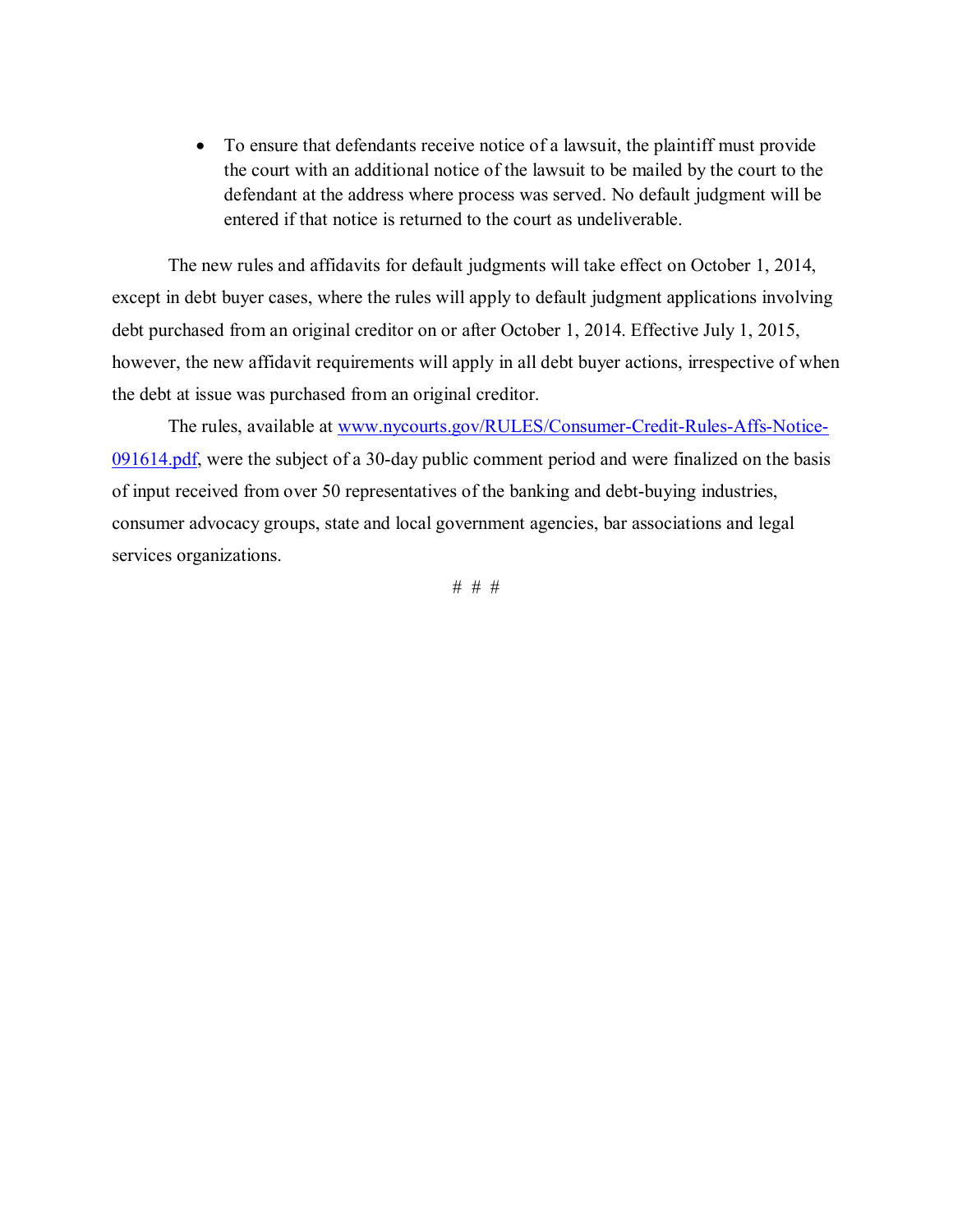- To ensure that defendants receive notice of a lawsuit, the plaintiff must provide the court with an additional notice of the lawsuit to be mailed by the court to the defendant at the address where process was served. No default judgment will be entered if that notice is returned to the court as undeliverable.

The new rules and affidavits for default judgments will take effect on October 1, 2014, except in debt buyer cases, where the rules will apply to default judgment applications involving debt purchased from an original creditor on or after October 1, 2014. Effective July 1, 2015, however, the new affidavit requirements will apply in all debt buyer actions, irrespective of when the debt at issue was purchased from an original creditor.

The rules, available at [www.nycourts.gov/RULES/Consumer-Credit-Rules-Affs-Notice-091614.pdf](www.nycourts.gov/RULES/Consumer-Credit-Rules-Affs-Notice-091614.pdf), were the subject of a 30-day public comment period and were finalized on the basis of input received from over 50 representatives of the banking and debt-buying industries, consumer advocacy groups, state and local government agencies, bar associations and legal services organizations.

# # #